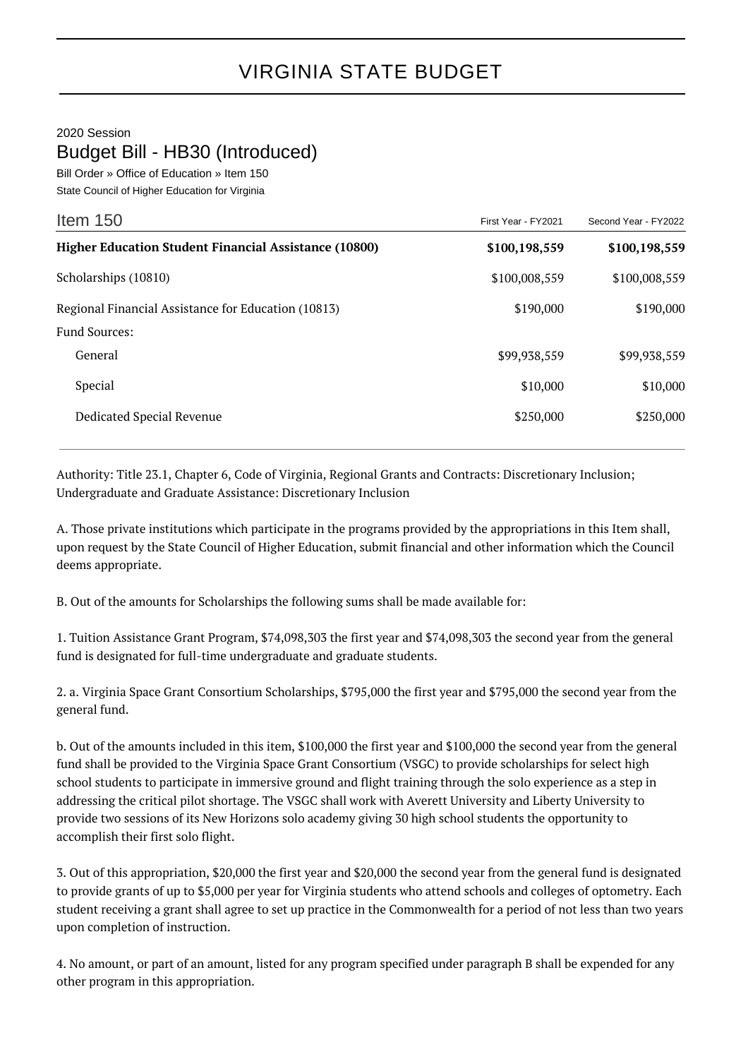# VIRGINIA STATE BUDGET

2020 Session

## Budget Bill - HB30 (Introduced)

Bill Order » Office of Education » Item 150

State Council of Higher Education for Virginia

| Item 150 | First Year - FY2021 | Second Year - FY2022 |
|---|---|---|
| **Higher Education Student Financial Assistance (10800)** | **$100,198,559** | **$100,198,559** |
| Scholarships (10810) | $100,008,559 | $100,008,559 |
| Regional Financial Assistance for Education (10813) | $190,000 | $190,000 |
| Fund Sources: | | |
| General | $99,938,559 | $99,938,559 |
| Special | $10,000 | $10,000 |
| Dedicated Special Revenue | $250,000 | $250,000 |

Authority: Title 23.1, Chapter 6, Code of Virginia, Regional Grants and Contracts: Discretionary Inclusion; Undergraduate and Graduate Assistance: Discretionary Inclusion

A. Those private institutions which participate in the programs provided by the appropriations in this Item shall, upon request by the State Council of Higher Education, submit financial and other information which the Council deems appropriate.

B. Out of the amounts for Scholarships the following sums shall be made available for:

1. Tuition Assistance Grant Program, $74,098,303 the first year and $74,098,303 the second year from the general fund is designated for full-time undergraduate and graduate students.

2. a. Virginia Space Grant Consortium Scholarships, $795,000 the first year and $795,000 the second year from the general fund.

b. Out of the amounts included in this item, $100,000 the first year and $100,000 the second year from the general fund shall be provided to the Virginia Space Grant Consortium (VSGC) to provide scholarships for select high school students to participate in immersive ground and flight training through the solo experience as a step in addressing the critical pilot shortage. The VSGC shall work with Averett University and Liberty University to provide two sessions of its New Horizons solo academy giving 30 high school students the opportunity to accomplish their first solo flight.

3. Out of this appropriation, $20,000 the first year and $20,000 the second year from the general fund is designated to provide grants of up to $5,000 per year for Virginia students who attend schools and colleges of optometry. Each student receiving a grant shall agree to set up practice in the Commonwealth for a period of not less than two years upon completion of instruction.

4. No amount, or part of an amount, listed for any program specified under paragraph B shall be expended for any other program in this appropriation.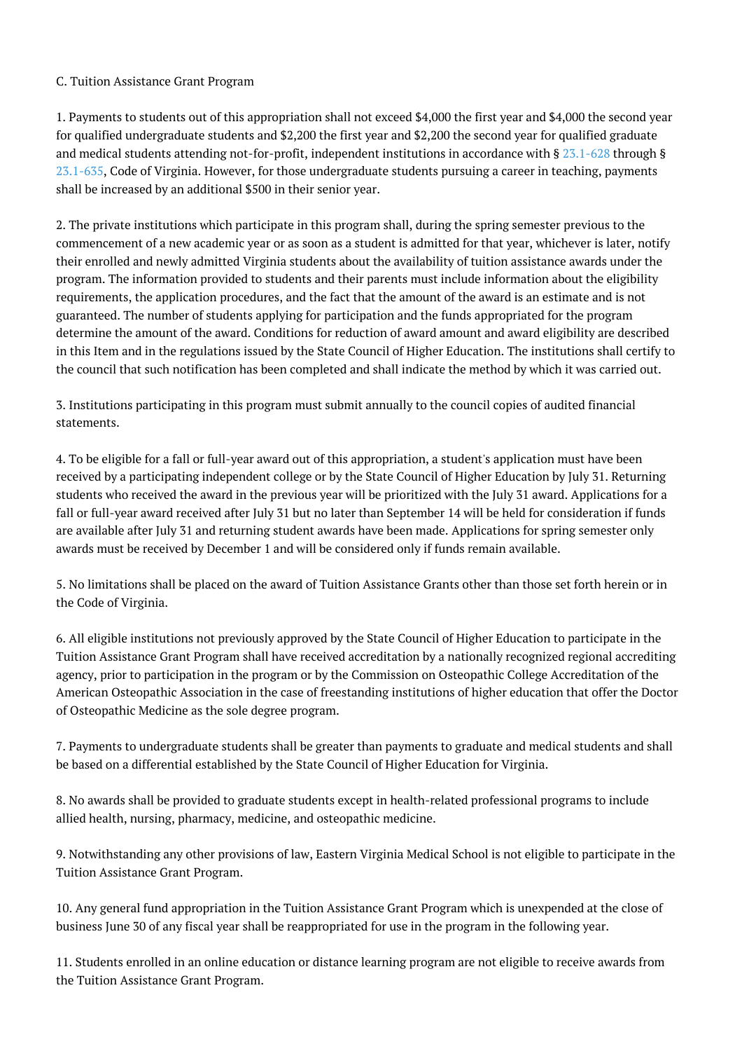C. Tuition Assistance Grant Program

1. Payments to students out of this appropriation shall not exceed $4,000 the first year and $4,000 the second year for qualified undergraduate students and $2,200 the first year and $2,200 the second year for qualified graduate and medical students attending not-for-profit, independent institutions in accordance with § 23.1-628 through § 23.1-635, Code of Virginia. However, for those undergraduate students pursuing a career in teaching, payments shall be increased by an additional $500 in their senior year.

2. The private institutions which participate in this program shall, during the spring semester previous to the commencement of a new academic year or as soon as a student is admitted for that year, whichever is later, notify their enrolled and newly admitted Virginia students about the availability of tuition assistance awards under the program. The information provided to students and their parents must include information about the eligibility requirements, the application procedures, and the fact that the amount of the award is an estimate and is not guaranteed. The number of students applying for participation and the funds appropriated for the program determine the amount of the award. Conditions for reduction of award amount and award eligibility are described in this Item and in the regulations issued by the State Council of Higher Education. The institutions shall certify to the council that such notification has been completed and shall indicate the method by which it was carried out.

3. Institutions participating in this program must submit annually to the council copies of audited financial statements.

4. To be eligible for a fall or full-year award out of this appropriation, a student's application must have been received by a participating independent college or by the State Council of Higher Education by July 31. Returning students who received the award in the previous year will be prioritized with the July 31 award. Applications for a fall or full-year award received after July 31 but no later than September 14 will be held for consideration if funds are available after July 31 and returning student awards have been made. Applications for spring semester only awards must be received by December 1 and will be considered only if funds remain available.

5. No limitations shall be placed on the award of Tuition Assistance Grants other than those set forth herein or in the Code of Virginia.

6. All eligible institutions not previously approved by the State Council of Higher Education to participate in the Tuition Assistance Grant Program shall have received accreditation by a nationally recognized regional accrediting agency, prior to participation in the program or by the Commission on Osteopathic College Accreditation of the American Osteopathic Association in the case of freestanding institutions of higher education that offer the Doctor of Osteopathic Medicine as the sole degree program.

7. Payments to undergraduate students shall be greater than payments to graduate and medical students and shall be based on a differential established by the State Council of Higher Education for Virginia.

8. No awards shall be provided to graduate students except in health-related professional programs to include allied health, nursing, pharmacy, medicine, and osteopathic medicine.

9. Notwithstanding any other provisions of law, Eastern Virginia Medical School is not eligible to participate in the Tuition Assistance Grant Program.

10. Any general fund appropriation in the Tuition Assistance Grant Program which is unexpended at the close of business June 30 of any fiscal year shall be reappropriated for use in the program in the following year.

11. Students enrolled in an online education or distance learning program are not eligible to receive awards from the Tuition Assistance Grant Program.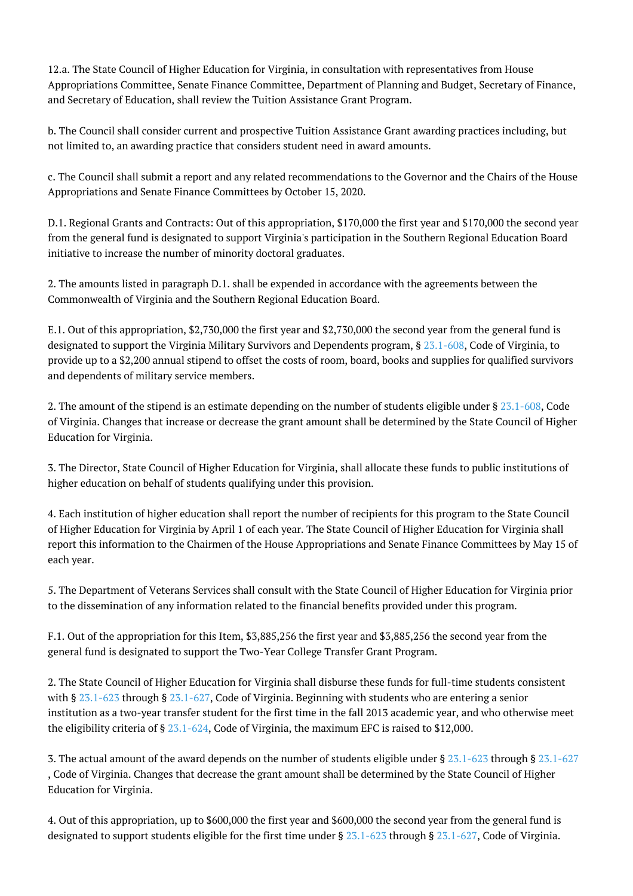12.a. The State Council of Higher Education for Virginia, in consultation with representatives from House Appropriations Committee, Senate Finance Committee, Department of Planning and Budget, Secretary of Finance, and Secretary of Education, shall review the Tuition Assistance Grant Program.

b. The Council shall consider current and prospective Tuition Assistance Grant awarding practices including, but not limited to, an awarding practice that considers student need in award amounts.

c. The Council shall submit a report and any related recommendations to the Governor and the Chairs of the House Appropriations and Senate Finance Committees by October 15, 2020.

D.1. Regional Grants and Contracts: Out of this appropriation, $170,000 the first year and $170,000 the second year from the general fund is designated to support Virginia's participation in the Southern Regional Education Board initiative to increase the number of minority doctoral graduates.

2. The amounts listed in paragraph D.1. shall be expended in accordance with the agreements between the Commonwealth of Virginia and the Southern Regional Education Board.

E.1. Out of this appropriation, $2,730,000 the first year and $2,730,000 the second year from the general fund is designated to support the Virginia Military Survivors and Dependents program, § 23.1-608, Code of Virginia, to provide up to a $2,200 annual stipend to offset the costs of room, board, books and supplies for qualified survivors and dependents of military service members.

2. The amount of the stipend is an estimate depending on the number of students eligible under § 23.1-608, Code of Virginia. Changes that increase or decrease the grant amount shall be determined by the State Council of Higher Education for Virginia.

3. The Director, State Council of Higher Education for Virginia, shall allocate these funds to public institutions of higher education on behalf of students qualifying under this provision.

4. Each institution of higher education shall report the number of recipients for this program to the State Council of Higher Education for Virginia by April 1 of each year. The State Council of Higher Education for Virginia shall report this information to the Chairmen of the House Appropriations and Senate Finance Committees by May 15 of each year.

5. The Department of Veterans Services shall consult with the State Council of Higher Education for Virginia prior to the dissemination of any information related to the financial benefits provided under this program.

F.1. Out of the appropriation for this Item, $3,885,256 the first year and $3,885,256 the second year from the general fund is designated to support the Two-Year College Transfer Grant Program.

2. The State Council of Higher Education for Virginia shall disburse these funds for full-time students consistent with § 23.1-623 through § 23.1-627, Code of Virginia. Beginning with students who are entering a senior institution as a two-year transfer student for the first time in the fall 2013 academic year, and who otherwise meet the eligibility criteria of § 23.1-624, Code of Virginia, the maximum EFC is raised to $12,000.

3. The actual amount of the award depends on the number of students eligible under § 23.1-623 through § 23.1-627 , Code of Virginia. Changes that decrease the grant amount shall be determined by the State Council of Higher Education for Virginia.

4. Out of this appropriation, up to $600,000 the first year and $600,000 the second year from the general fund is designated to support students eligible for the first time under § 23.1-623 through § 23.1-627, Code of Virginia.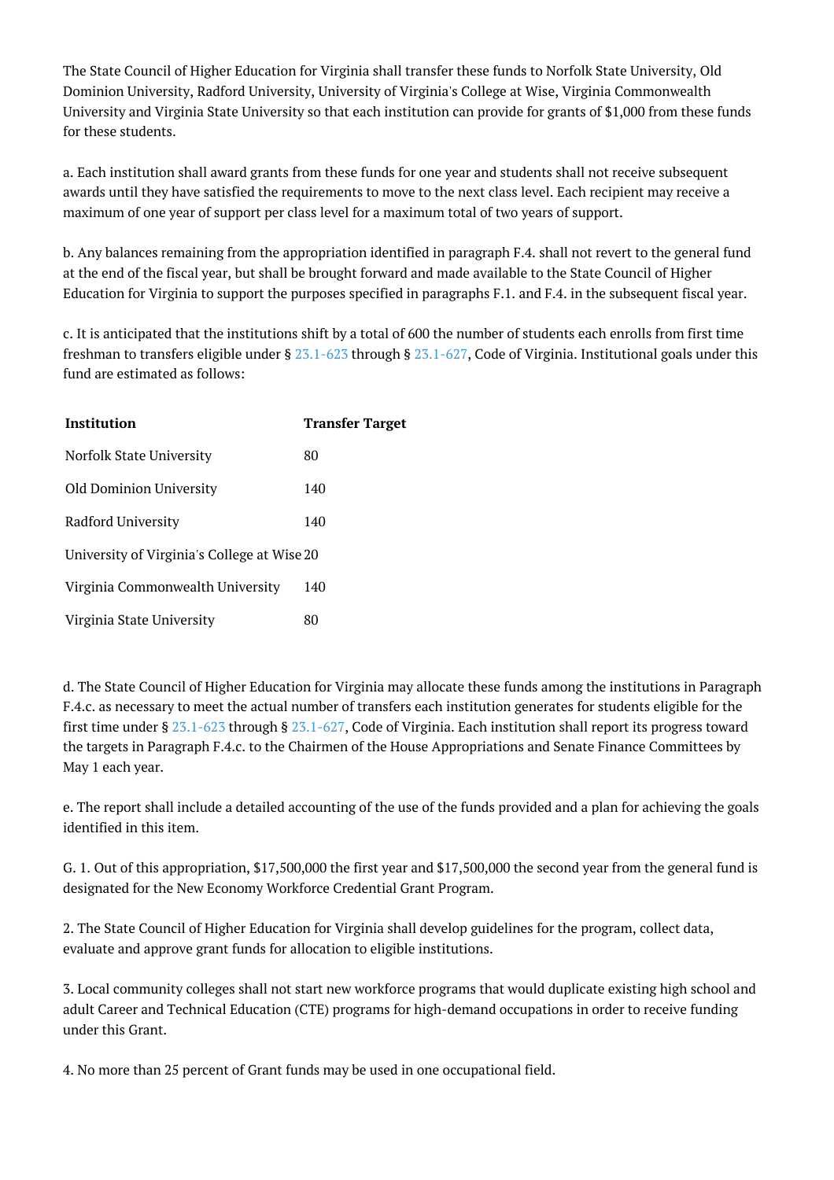The State Council of Higher Education for Virginia shall transfer these funds to Norfolk State University, Old Dominion University, Radford University, University of Virginia's College at Wise, Virginia Commonwealth University and Virginia State University so that each institution can provide for grants of $1,000 from these funds for these students.

a. Each institution shall award grants from these funds for one year and students shall not receive subsequent awards until they have satisfied the requirements to move to the next class level. Each recipient may receive a maximum of one year of support per class level for a maximum total of two years of support.

b. Any balances remaining from the appropriation identified in paragraph F.4. shall not revert to the general fund at the end of the fiscal year, but shall be brought forward and made available to the State Council of Higher Education for Virginia to support the purposes specified in paragraphs F.1. and F.4. in the subsequent fiscal year.

c. It is anticipated that the institutions shift by a total of 600 the number of students each enrolls from first time freshman to transfers eligible under § 23.1-623 through § 23.1-627, Code of Virginia. Institutional goals under this fund are estimated as follows:

| Institution | Transfer Target |
|---|---|
| Norfolk State University | 80 |
| Old Dominion University | 140 |
| Radford University | 140 |
| University of Virginia's College at Wise | 20 |
| Virginia Commonwealth University | 140 |
| Virginia State University | 80 |

d. The State Council of Higher Education for Virginia may allocate these funds among the institutions in Paragraph F.4.c. as necessary to meet the actual number of transfers each institution generates for students eligible for the first time under § 23.1-623 through § 23.1-627, Code of Virginia. Each institution shall report its progress toward the targets in Paragraph F.4.c. to the Chairmen of the House Appropriations and Senate Finance Committees by May 1 each year.

e. The report shall include a detailed accounting of the use of the funds provided and a plan for achieving the goals identified in this item.

G. 1. Out of this appropriation, $17,500,000 the first year and $17,500,000 the second year from the general fund is designated for the New Economy Workforce Credential Grant Program.

2. The State Council of Higher Education for Virginia shall develop guidelines for the program, collect data, evaluate and approve grant funds for allocation to eligible institutions.

3. Local community colleges shall not start new workforce programs that would duplicate existing high school and adult Career and Technical Education (CTE) programs for high-demand occupations in order to receive funding under this Grant.

4. No more than 25 percent of Grant funds may be used in one occupational field.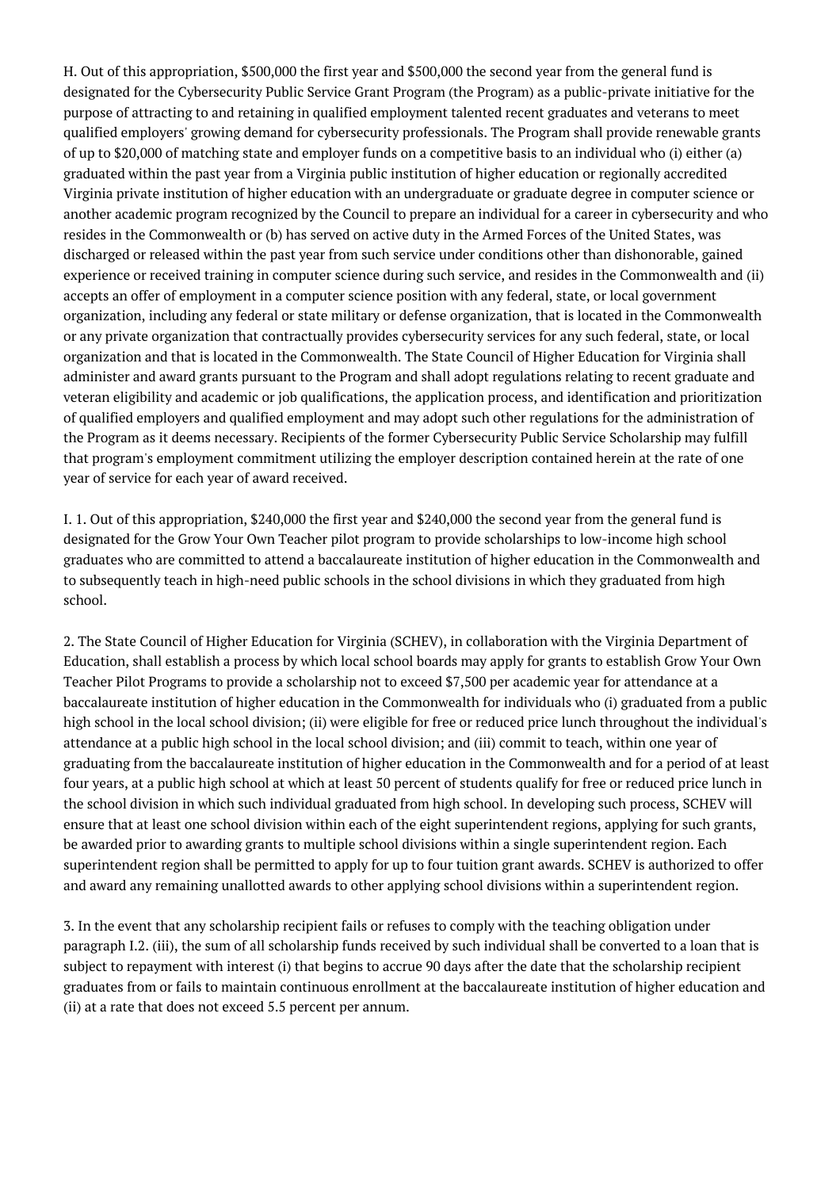H. Out of this appropriation, $500,000 the first year and $500,000 the second year from the general fund is designated for the Cybersecurity Public Service Grant Program (the Program) as a public-private initiative for the purpose of attracting to and retaining in qualified employment talented recent graduates and veterans to meet qualified employers' growing demand for cybersecurity professionals. The Program shall provide renewable grants of up to $20,000 of matching state and employer funds on a competitive basis to an individual who (i) either (a) graduated within the past year from a Virginia public institution of higher education or regionally accredited Virginia private institution of higher education with an undergraduate or graduate degree in computer science or another academic program recognized by the Council to prepare an individual for a career in cybersecurity and who resides in the Commonwealth or (b) has served on active duty in the Armed Forces of the United States, was discharged or released within the past year from such service under conditions other than dishonorable, gained experience or received training in computer science during such service, and resides in the Commonwealth and (ii) accepts an offer of employment in a computer science position with any federal, state, or local government organization, including any federal or state military or defense organization, that is located in the Commonwealth or any private organization that contractually provides cybersecurity services for any such federal, state, or local organization and that is located in the Commonwealth. The State Council of Higher Education for Virginia shall administer and award grants pursuant to the Program and shall adopt regulations relating to recent graduate and veteran eligibility and academic or job qualifications, the application process, and identification and prioritization of qualified employers and qualified employment and may adopt such other regulations for the administration of the Program as it deems necessary. Recipients of the former Cybersecurity Public Service Scholarship may fulfill that program's employment commitment utilizing the employer description contained herein at the rate of one year of service for each year of award received.

I. 1. Out of this appropriation, $240,000 the first year and $240,000 the second year from the general fund is designated for the Grow Your Own Teacher pilot program to provide scholarships to low-income high school graduates who are committed to attend a baccalaureate institution of higher education in the Commonwealth and to subsequently teach in high-need public schools in the school divisions in which they graduated from high school.

2. The State Council of Higher Education for Virginia (SCHEV), in collaboration with the Virginia Department of Education, shall establish a process by which local school boards may apply for grants to establish Grow Your Own Teacher Pilot Programs to provide a scholarship not to exceed $7,500 per academic year for attendance at a baccalaureate institution of higher education in the Commonwealth for individuals who (i) graduated from a public high school in the local school division; (ii) were eligible for free or reduced price lunch throughout the individual's attendance at a public high school in the local school division; and (iii) commit to teach, within one year of graduating from the baccalaureate institution of higher education in the Commonwealth and for a period of at least four years, at a public high school at which at least 50 percent of students qualify for free or reduced price lunch in the school division in which such individual graduated from high school. In developing such process, SCHEV will ensure that at least one school division within each of the eight superintendent regions, applying for such grants, be awarded prior to awarding grants to multiple school divisions within a single superintendent region. Each superintendent region shall be permitted to apply for up to four tuition grant awards. SCHEV is authorized to offer and award any remaining unallotted awards to other applying school divisions within a superintendent region.

3. In the event that any scholarship recipient fails or refuses to comply with the teaching obligation under paragraph I.2. (iii), the sum of all scholarship funds received by such individual shall be converted to a loan that is subject to repayment with interest (i) that begins to accrue 90 days after the date that the scholarship recipient graduates from or fails to maintain continuous enrollment at the baccalaureate institution of higher education and (ii) at a rate that does not exceed 5.5 percent per annum.